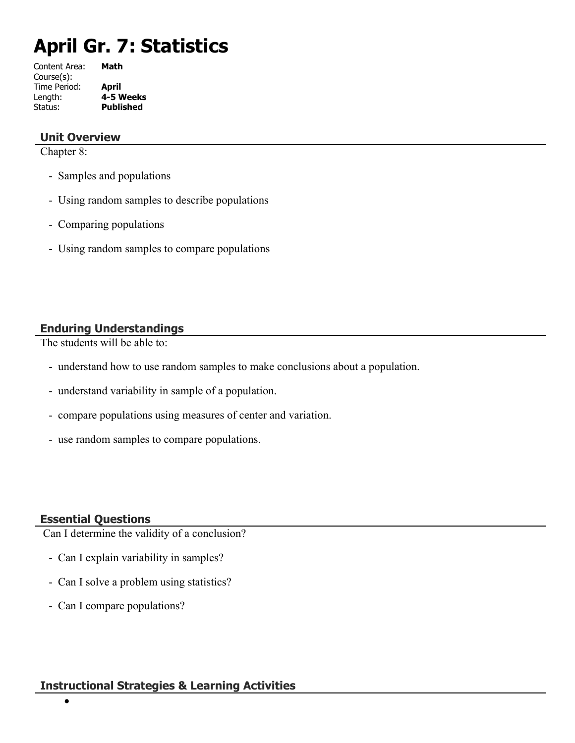# April Gr. 7: Statistics

Content Area: **Math**
Course(s):
Time Period: **April**
Length: **4-5 Weeks**
Status: **Published**

## Unit Overview

Chapter 8:

- Samples and populations
- Using random samples to describe populations
- Comparing populations
- Using random samples to compare populations

## Enduring Understandings

The students will be able to:

- understand how to use random samples to make conclusions about a population.
- understand variability in sample of a population.
- compare populations using measures of center and variation.
- use random samples to compare populations.

## Essential Questions

Can I determine the validity of a conclusion?

- Can I explain variability in samples?
- Can I solve a problem using statistics?
- Can I compare populations?

## Instructional Strategies & Learning Activities

-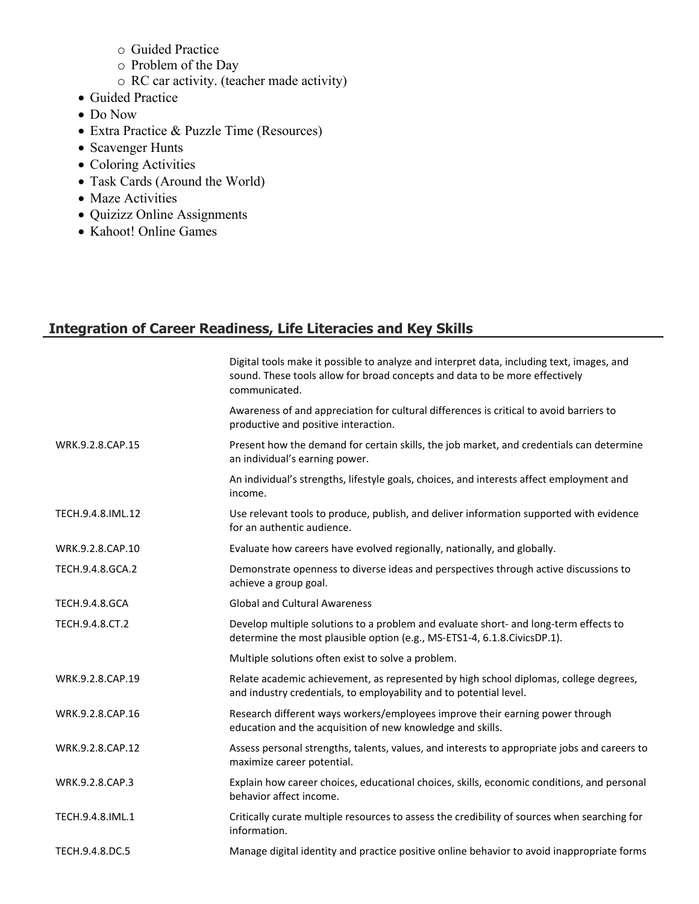- Guided Practice
  - Problem of the Day
  - RC car activity. (teacher made activity)
- Guided Practice
- Do Now
- Extra Practice & Puzzle Time (Resources)
- Scavenger Hunts
- Coloring Activities
- Task Cards (Around the World)
- Maze Activities
- Quizizz Online Assignments
- Kahoot! Online Games

## Integration of Career Readiness, Life Literacies and Key Skills

| | |
|---|---|
| | Digital tools make it possible to analyze and interpret data, including text, images, and sound. These tools allow for broad concepts and data to be more effectively communicated. |
| | Awareness of and appreciation for cultural differences is critical to avoid barriers to productive and positive interaction. |
| WRK.9.2.8.CAP.15 | Present how the demand for certain skills, the job market, and credentials can determine an individual's earning power. |
| | An individual's strengths, lifestyle goals, choices, and interests affect employment and income. |
| TECH.9.4.8.IML.12 | Use relevant tools to produce, publish, and deliver information supported with evidence for an authentic audience. |
| WRK.9.2.8.CAP.10 | Evaluate how careers have evolved regionally, nationally, and globally. |
| TECH.9.4.8.GCA.2 | Demonstrate openness to diverse ideas and perspectives through active discussions to achieve a group goal. |
| TECH.9.4.8.GCA | Global and Cultural Awareness |
| TECH.9.4.8.CT.2 | Develop multiple solutions to a problem and evaluate short- and long-term effects to determine the most plausible option (e.g., MS-ETS1-4, 6.1.8.CivicsDP.1). |
| | Multiple solutions often exist to solve a problem. |
| WRK.9.2.8.CAP.19 | Relate academic achievement, as represented by high school diplomas, college degrees, and industry credentials, to employability and to potential level. |
| WRK.9.2.8.CAP.16 | Research different ways workers/employees improve their earning power through education and the acquisition of new knowledge and skills. |
| WRK.9.2.8.CAP.12 | Assess personal strengths, talents, values, and interests to appropriate jobs and careers to maximize career potential. |
| WRK.9.2.8.CAP.3 | Explain how career choices, educational choices, skills, economic conditions, and personal behavior affect income. |
| TECH.9.4.8.IML.1 | Critically curate multiple resources to assess the credibility of sources when searching for information. |
| TECH.9.4.8.DC.5 | Manage digital identity and practice positive online behavior to avoid inappropriate forms |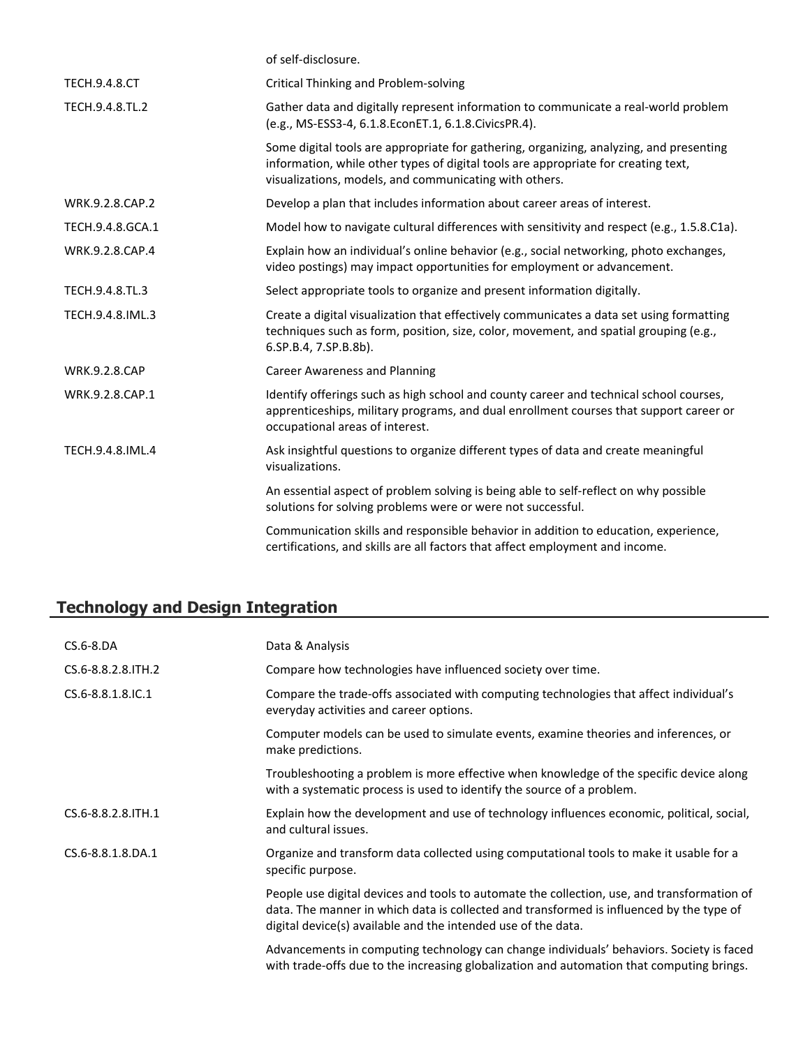| | |
|---|---|
| | of self-disclosure. |
| TECH.9.4.8.CT | Critical Thinking and Problem-solving |
| TECH.9.4.8.TL.2 | Gather data and digitally represent information to communicate a real-world problem (e.g., MS-ESS3-4, 6.1.8.EconET.1, 6.1.8.CivicsPR.4). |
| | Some digital tools are appropriate for gathering, organizing, analyzing, and presenting information, while other types of digital tools are appropriate for creating text, visualizations, models, and communicating with others. |
| WRK.9.2.8.CAP.2 | Develop a plan that includes information about career areas of interest. |
| TECH.9.4.8.GCA.1 | Model how to navigate cultural differences with sensitivity and respect (e.g., 1.5.8.C1a). |
| WRK.9.2.8.CAP.4 | Explain how an individual's online behavior (e.g., social networking, photo exchanges, video postings) may impact opportunities for employment or advancement. |
| TECH.9.4.8.TL.3 | Select appropriate tools to organize and present information digitally. |
| TECH.9.4.8.IML.3 | Create a digital visualization that effectively communicates a data set using formatting techniques such as form, position, size, color, movement, and spatial grouping (e.g., 6.SP.B.4, 7.SP.B.8b). |
| WRK.9.2.8.CAP | Career Awareness and Planning |
| WRK.9.2.8.CAP.1 | Identify offerings such as high school and county career and technical school courses, apprenticeships, military programs, and dual enrollment courses that support career or occupational areas of interest. |
| TECH.9.4.8.IML.4 | Ask insightful questions to organize different types of data and create meaningful visualizations. |
| | An essential aspect of problem solving is being able to self-reflect on why possible solutions for solving problems were or were not successful. |
| | Communication skills and responsible behavior in addition to education, experience, certifications, and skills are all factors that affect employment and income. |

## Technology and Design Integration

| | |
|---|---|
| CS.6-8.DA | Data & Analysis |
| CS.6-8.8.2.8.ITH.2 | Compare how technologies have influenced society over time. |
| CS.6-8.8.1.8.IC.1 | Compare the trade-offs associated with computing technologies that affect individual's everyday activities and career options. |
| | Computer models can be used to simulate events, examine theories and inferences, or make predictions. |
| | Troubleshooting a problem is more effective when knowledge of the specific device along with a systematic process is used to identify the source of a problem. |
| CS.6-8.8.2.8.ITH.1 | Explain how the development and use of technology influences economic, political, social, and cultural issues. |
| CS.6-8.8.1.8.DA.1 | Organize and transform data collected using computational tools to make it usable for a specific purpose. |
| | People use digital devices and tools to automate the collection, use, and transformation of data. The manner in which data is collected and transformed is influenced by the type of digital device(s) available and the intended use of the data. |
| | Advancements in computing technology can change individuals' behaviors. Society is faced with trade-offs due to the increasing globalization and automation that computing brings. |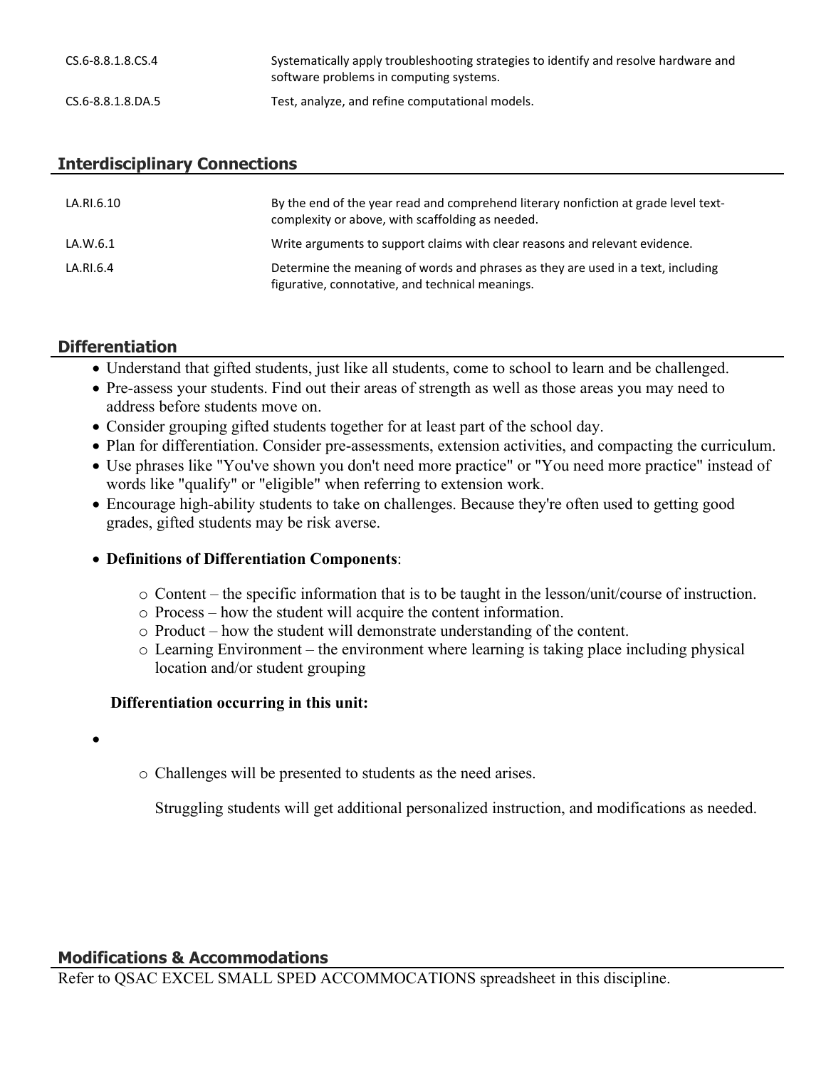| | |
|---|---|
| CS.6-8.8.1.8.CS.4 | Systematically apply troubleshooting strategies to identify and resolve hardware and software problems in computing systems. |
| CS.6-8.8.1.8.DA.5 | Test, analyze, and refine computational models. |

## Interdisciplinary Connections

| | |
|---|---|
| LA.RI.6.10 | By the end of the year read and comprehend literary nonfiction at grade level text-complexity or above, with scaffolding as needed. |
| LA.W.6.1 | Write arguments to support claims with clear reasons and relevant evidence. |
| LA.RI.6.4 | Determine the meaning of words and phrases as they are used in a text, including figurative, connotative, and technical meanings. |

## Differentiation

- Understand that gifted students, just like all students, come to school to learn and be challenged.
- Pre-assess your students. Find out their areas of strength as well as those areas you may need to address before students move on.
- Consider grouping gifted students together for at least part of the school day.
- Plan for differentiation. Consider pre-assessments, extension activities, and compacting the curriculum.
- Use phrases like "You've shown you don't need more practice" or "You need more practice" instead of words like "qualify" or "eligible" when referring to extension work.
- Encourage high-ability students to take on challenges. Because they're often used to getting good grades, gifted students may be risk averse.
- **Definitions of Differentiation Components**:
  - Content – the specific information that is to be taught in the lesson/unit/course of instruction.
  - Process – how the student will acquire the content information.
  - Product – how the student will demonstrate understanding of the content.
  - Learning Environment – the environment where learning is taking place including physical location and/or student grouping

**Differentiation occurring in this unit:**

- 
  - Challenges will be presented to students as the need arises.

    Struggling students will get additional personalized instruction, and modifications as needed.

## Modifications & Accommodations

Refer to QSAC EXCEL SMALL SPED ACCOMMOCATIONS spreadsheet in this discipline.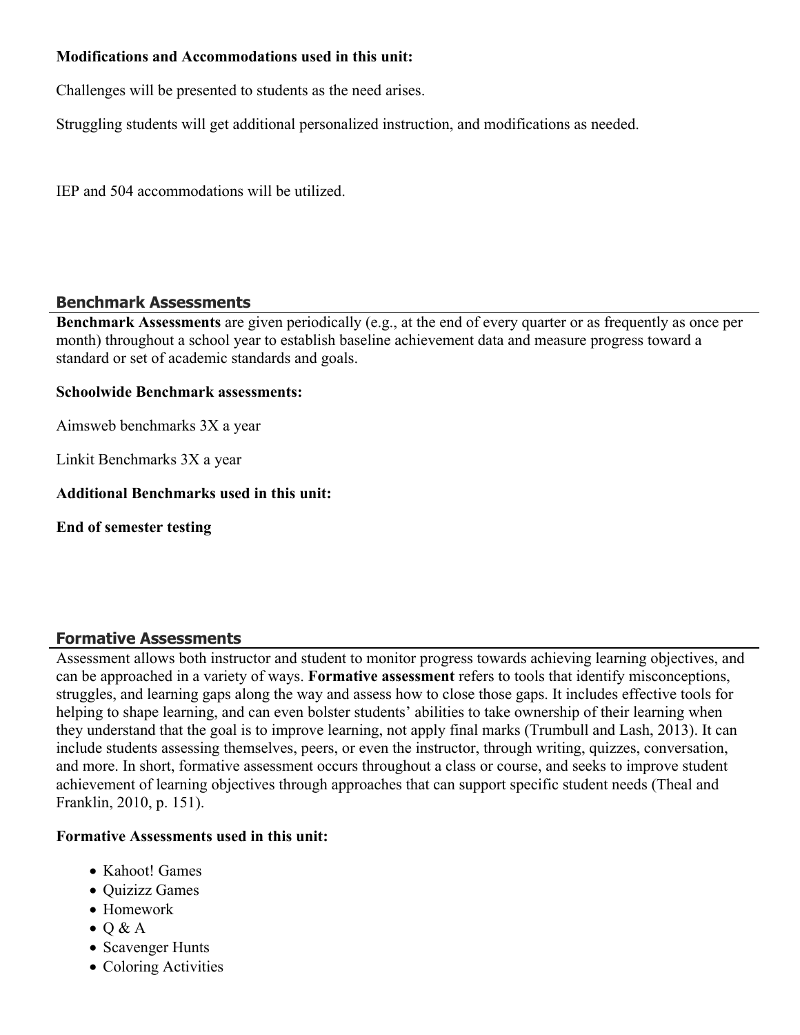**Modifications and Accommodations used in this unit:**

Challenges will be presented to students as the need arises.

Struggling students will get additional personalized instruction, and modifications as needed.

IEP and 504 accommodations will be utilized.

## Benchmark Assessments

**Benchmark Assessments** are given periodically (e.g., at the end of every quarter or as frequently as once per month) throughout a school year to establish baseline achievement data and measure progress toward a standard or set of academic standards and goals.

**Schoolwide Benchmark assessments:**

Aimsweb benchmarks 3X a year

Linkit Benchmarks 3X a year

**Additional Benchmarks used in this unit:**

**End of semester testing**

## Formative Assessments

Assessment allows both instructor and student to monitor progress towards achieving learning objectives, and can be approached in a variety of ways. **Formative assessment** refers to tools that identify misconceptions, struggles, and learning gaps along the way and assess how to close those gaps. It includes effective tools for helping to shape learning, and can even bolster students' abilities to take ownership of their learning when they understand that the goal is to improve learning, not apply final marks (Trumbull and Lash, 2013). It can include students assessing themselves, peers, or even the instructor, through writing, quizzes, conversation, and more. In short, formative assessment occurs throughout a class or course, and seeks to improve student achievement of learning objectives through approaches that can support specific student needs (Theal and Franklin, 2010, p. 151).

**Formative Assessments used in this unit:**

- Kahoot! Games
- Quizizz Games
- Homework
- Q & A
- Scavenger Hunts
- Coloring Activities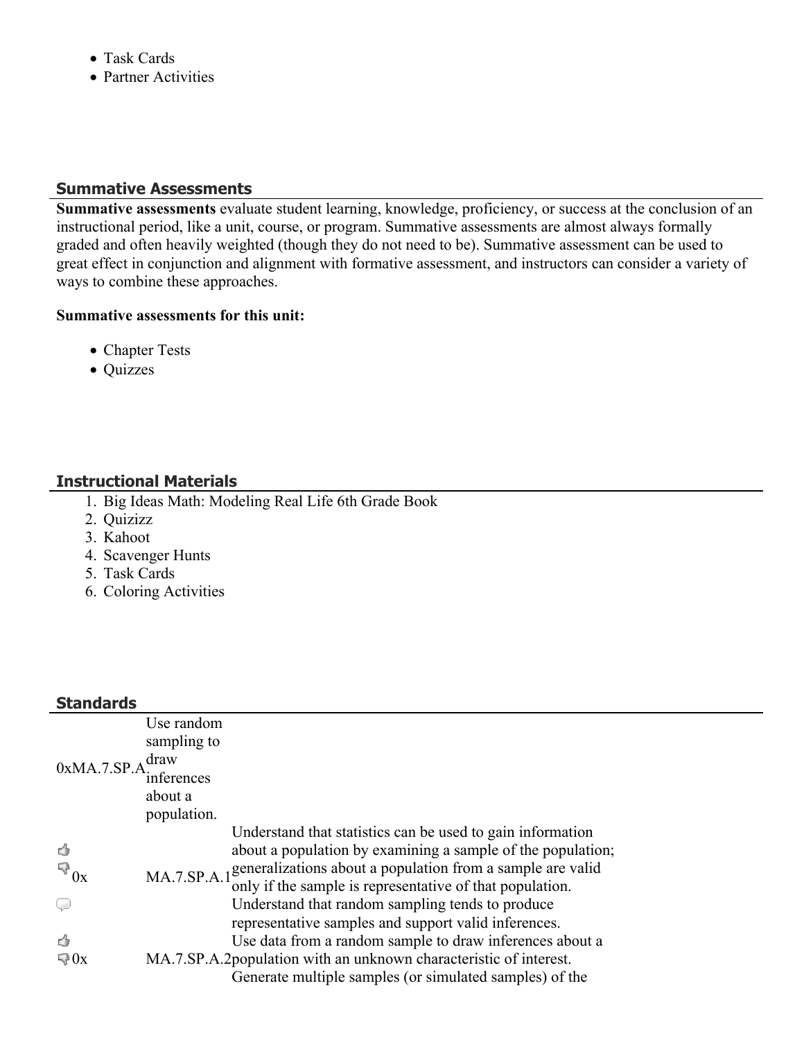- Task Cards
- Partner Activities

## Summative Assessments

**Summative assessments** evaluate student learning, knowledge, proficiency, or success at the conclusion of an instructional period, like a unit, course, or program. Summative assessments are almost always formally graded and often heavily weighted (though they do not need to be). Summative assessment can be used to great effect in conjunction and alignment with formative assessment, and instructors can consider a variety of ways to combine these approaches.

**Summative assessments for this unit:**

- Chapter Tests
- Quizzes

## Instructional Materials

1. Big Ideas Math: Modeling Real Life 6th Grade Book
2. Quizizz
3. Kahoot
4. Scavenger Hunts
5. Task Cards
6. Coloring Activities

## Standards

| | | |
|---|---|---|
| 0x | MA.7.SP.A | Use random sampling to draw inferences about a population. |
| 0x | MA.7.SP.A.1 | Understand that statistics can be used to gain information about a population by examining a sample of the population; generalizations about a population from a sample are valid only if the sample is representative of that population. Understand that random sampling tends to produce representative samples and support valid inferences. |
| 0x | MA.7.SP.A.2 | Use data from a random sample to draw inferences about a population with an unknown characteristic of interest. Generate multiple samples (or simulated samples) of the |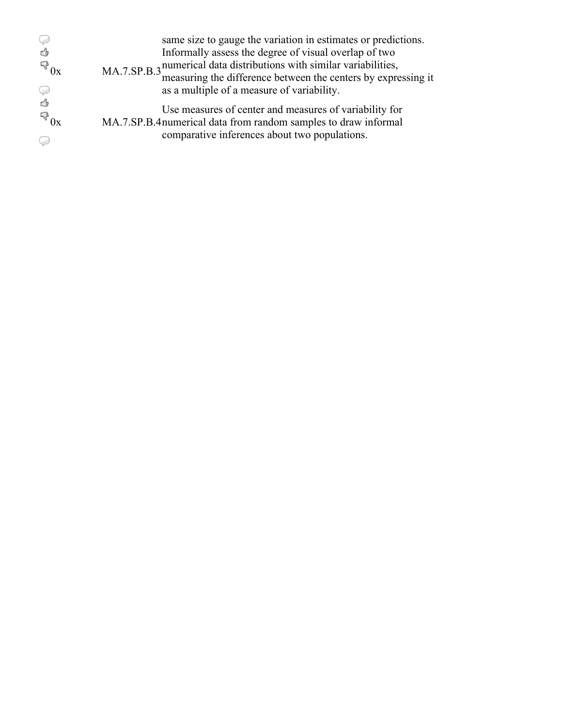| | | |
|---|---|---|
| | | same size to gauge the variation in estimates or predictions. |
| 0x | MA.7.SP.B.3 | Informally assess the degree of visual overlap of two numerical data distributions with similar variabilities, measuring the difference between the centers by expressing it as a multiple of a measure of variability. |
| 0x | MA.7.SP.B.4 | Use measures of center and measures of variability for numerical data from random samples to draw informal comparative inferences about two populations. |